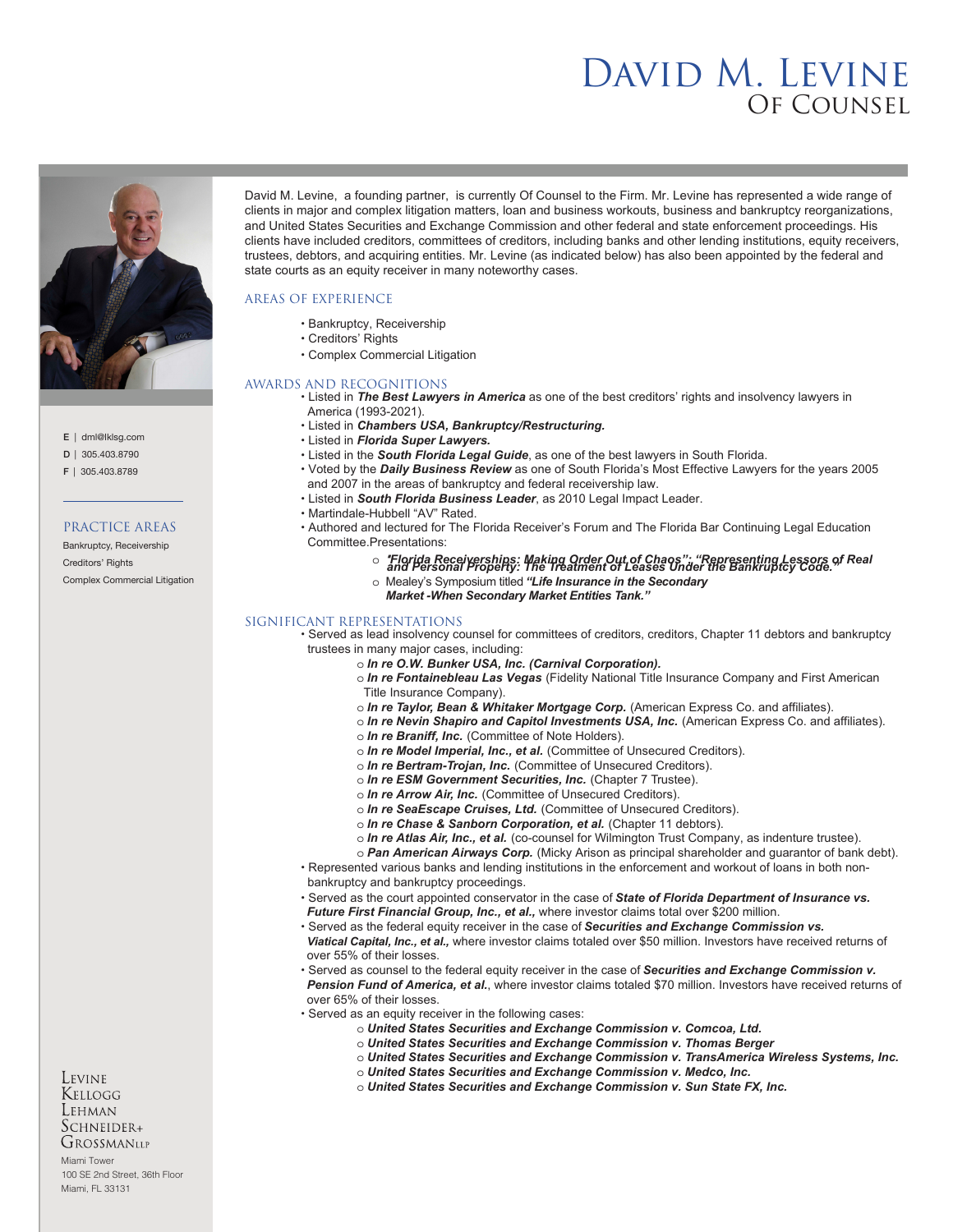# David M. Levine
## Of Counsel

E | dml@lklsg.com
D | 305.403.8790
F | 305.403.8789

### PRACTICE AREAS

Bankruptcy, Receivership
Creditors' Rights
Complex Commercial Litigation

David M. Levine, a founding partner, is currently Of Counsel to the Firm. Mr. Levine has represented a wide range of clients in major and complex litigation matters, loan and business workouts, business and bankruptcy reorganizations, and United States Securities and Exchange Commission and other federal and state enforcement proceedings. His clients have included creditors, committees of creditors, including banks and other lending institutions, equity receivers, trustees, debtors, and acquiring entities. Mr. Levine (as indicated below) has also been appointed by the federal and state courts as an equity receiver in many noteworthy cases.

### AREAS OF EXPERIENCE

- Bankruptcy, Receivership
- Creditors' Rights
- Complex Commercial Litigation

### AWARDS AND RECOGNITIONS

- Listed in ***The Best Lawyers in America*** as one of the best creditors' rights and insolvency lawyers in America (1993-2021).
- Listed in ***Chambers USA, Bankruptcy/Restructuring.***
- Listed in ***Florida Super Lawyers.***
- Listed in the ***South Florida Legal Guide***, as one of the best lawyers in South Florida.
- Voted by the ***Daily Business Review*** as one of South Florida's Most Effective Lawyers for the years 2005 and 2007 in the areas of bankruptcy and federal receivership law.
- Listed in ***South Florida Business Leader***, as 2010 Legal Impact Leader.
- Martindale-Hubbell "AV" Rated.
- Authored and lectured for The Florida Receiver's Forum and The Florida Bar Continuing Legal Education Committee.Presentations:
  - ***"Florida Receiverships: Making Order Out of Chaos"; "Representing Lessors of Real and Personal Property: The Treatment of Leases Under the Bankruptcy Code."***
  - Mealey's Symposium titled ***"Life Insurance in the Secondary Market -When Secondary Market Entities Tank."***

### SIGNIFICANT REPRESENTATIONS

- Served as lead insolvency counsel for committees of creditors, creditors, Chapter 11 debtors and bankruptcy trustees in many major cases, including:
  - ***In re O.W. Bunker USA, Inc. (Carnival Corporation).***
  - ***In re Fontainebleau Las Vegas*** (Fidelity National Title Insurance Company and First American Title Insurance Company).
  - ***In re Taylor, Bean & Whitaker Mortgage Corp.*** (American Express Co. and affiliates).
  - ***In re Nevin Shapiro and Capitol Investments USA, Inc.*** (American Express Co. and affiliates).
  - ***In re Braniff, Inc.*** (Committee of Note Holders).
  - ***In re Model Imperial, Inc., et al.*** (Committee of Unsecured Creditors).
  - ***In re Bertram-Trojan, Inc.*** (Committee of Unsecured Creditors).
  - ***In re ESM Government Securities, Inc.*** (Chapter 7 Trustee).
  - ***In re Arrow Air, Inc.*** (Committee of Unsecured Creditors).
  - ***In re SeaEscape Cruises, Ltd.*** (Committee of Unsecured Creditors).
  - ***In re Chase & Sanborn Corporation, et al.*** (Chapter 11 debtors).
  - ***In re Atlas Air, Inc., et al.*** (co-counsel for Wilmington Trust Company, as indenture trustee).
  - ***Pan American Airways Corp.*** (Micky Arison as principal shareholder and guarantor of bank debt).
- Represented various banks and lending institutions in the enforcement and workout of loans in both non-bankruptcy and bankruptcy proceedings.
- Served as the court appointed conservator in the case of ***State of Florida Department of Insurance vs. Future First Financial Group, Inc., et al.,*** where investor claims total over $200 million.
- Served as the federal equity receiver in the case of ***Securities and Exchange Commission vs. Viatical Capital, Inc., et al.,*** where investor claims totaled over $50 million. Investors have received returns of over 55% of their losses.
- Served as counsel to the federal equity receiver in the case of ***Securities and Exchange Commission v. Pension Fund of America, et al.***, where investor claims totaled $70 million. Investors have received returns of over 65% of their losses.
- Served as an equity receiver in the following cases:
  - ***United States Securities and Exchange Commission v. Comcoa, Ltd.***
  - ***United States Securities and Exchange Commission v. Thomas Berger***
  - ***United States Securities and Exchange Commission v. TransAmerica Wireless Systems, Inc.***
  - ***United States Securities and Exchange Commission v. Medco, Inc.***
  - ***United States Securities and Exchange Commission v. Sun State FX, Inc.***

Levine Kellogg Lehman Schneider+ Grossman LLP
Miami Tower
100 SE 2nd Street, 36th Floor
Miami, FL 33131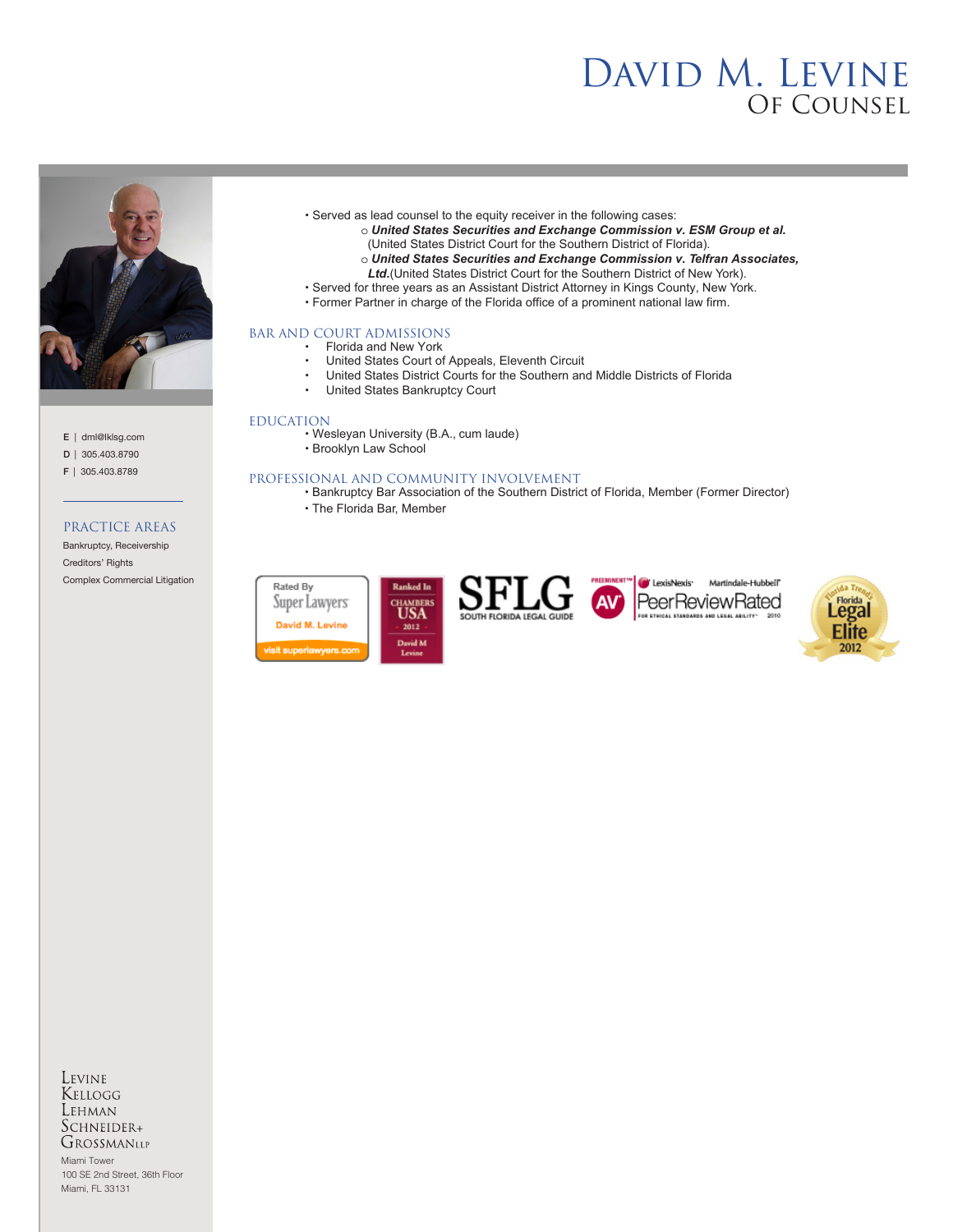# David M. Levine
## Of Counsel

E | dml@lklsg.com
D | 305.403.8790
F | 305.403.8789

### PRACTICE AREAS

Bankruptcy, Receivership
Creditors' Rights
Complex Commercial Litigation

- Served as lead counsel to the equity receiver in the following cases:
  - ***United States Securities and Exchange Commission v. ESM Group et al.*** (United States District Court for the Southern District of Florida).
  - ***United States Securities and Exchange Commission v. Telfran Associates, Ltd.***(United States District Court for the Southern District of New York).
- Served for three years as an Assistant District Attorney in Kings County, New York.
- Former Partner in charge of the Florida office of a prominent national law firm.

### BAR AND COURT ADMISSIONS

- Florida and New York
- United States Court of Appeals, Eleventh Circuit
- United States District Courts for the Southern and Middle Districts of Florida
- United States Bankruptcy Court

### EDUCATION

- Wesleyan University (B.A., cum laude)
- Brooklyn Law School

### PROFESSIONAL AND COMMUNITY INVOLVEMENT

- Bankruptcy Bar Association of the Southern District of Florida, Member (Former Director)
- The Florida Bar, Member

Rated By Super Lawyers — David M. Levine — visit superlawyers.com

Ranked In Chambers USA 2012 — David M Levine

SFLG South Florida Legal Guide

Preeminent™ AV® LexisNexis® Martindale-Hubbell® Peer Review Rated — For Ethical Standards and Legal Ability™ 2010

Florida Trend's Florida Legal Elite 2012

Levine Kellogg Lehman Schneider+ Grossman LLP
Miami Tower
100 SE 2nd Street, 36th Floor
Miami, FL 33131